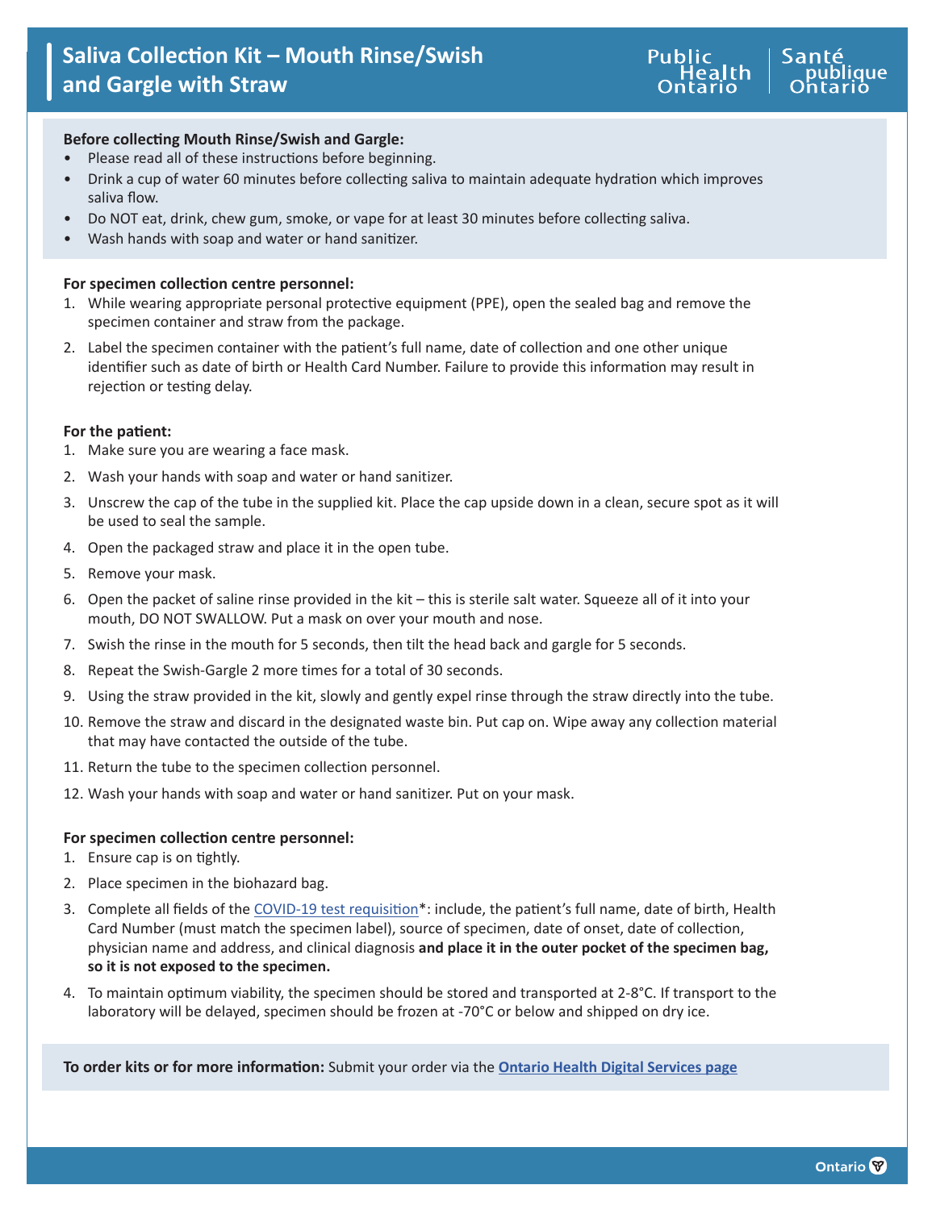# Saliva Collection Kit – Mouth Rinse/Swish and Gargle with Straw

**Before collecting Mouth Rinse/Swish and Gargle:**

- Please read all of these instructions before beginning.
- Drink a cup of water 60 minutes before collecting saliva to maintain adequate hydration which improves saliva flow.
- Do NOT eat, drink, chew gum, smoke, or vape for at least 30 minutes before collecting saliva.
- Wash hands with soap and water or hand sanitizer.

**For specimen collection centre personnel:**

1. While wearing appropriate personal protective equipment (PPE), open the sealed bag and remove the specimen container and straw from the package.
2. Label the specimen container with the patient's full name, date of collection and one other unique identifier such as date of birth or Health Card Number. Failure to provide this information may result in rejection or testing delay.

**For the patient:**

1. Make sure you are wearing a face mask.
2. Wash your hands with soap and water or hand sanitizer.
3. Unscrew the cap of the tube in the supplied kit. Place the cap upside down in a clean, secure spot as it will be used to seal the sample.
4. Open the packaged straw and place it in the open tube.
5. Remove your mask.
6. Open the packet of saline rinse provided in the kit – this is sterile salt water. Squeeze all of it into your mouth, DO NOT SWALLOW. Put a mask on over your mouth and nose.
7. Swish the rinse in the mouth for 5 seconds, then tilt the head back and gargle for 5 seconds.
8. Repeat the Swish-Gargle 2 more times for a total of 30 seconds.
9. Using the straw provided in the kit, slowly and gently expel rinse through the straw directly into the tube.
10. Remove the straw and discard in the designated waste bin. Put cap on. Wipe away any collection material that may have contacted the outside of the tube.
11. Return the tube to the specimen collection personnel.
12. Wash your hands with soap and water or hand sanitizer. Put on your mask.

**For specimen collection centre personnel:**

1. Ensure cap is on tightly.
2. Place specimen in the biohazard bag.
3. Complete all fields of the COVID-19 test requisition*: include, the patient's full name, date of birth, Health Card Number (must match the specimen label), source of specimen, date of onset, date of collection, physician name and address, and clinical diagnosis **and place it in the outer pocket of the specimen bag, so it is not exposed to the specimen.**
4. To maintain optimum viability, the specimen should be stored and transported at 2-8°C. If transport to the laboratory will be delayed, specimen should be frozen at -70°C or below and shipped on dry ice.

**To order kits or for more information:** Submit your order via the **Ontario Health Digital Services page**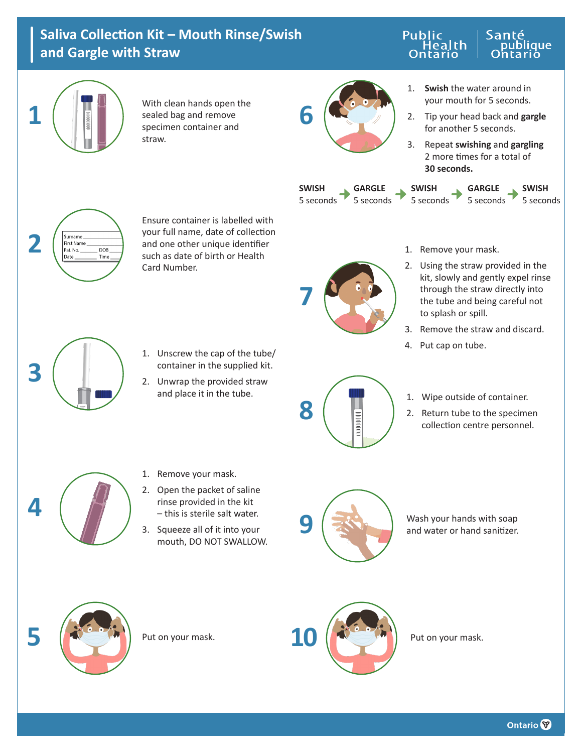# Saliva Collection Kit – Mouth Rinse/Swish and Gargle with Straw

Public Health Ontario | Santé publique Ontario

**1**

With clean hands open the sealed bag and remove specimen container and straw.

**2**

Ensure container is labelled with your full name, date of collection and one other unique identifier such as date of birth or Health Card Number.

**3**

1. Unscrew the cap of the tube/container in the supplied kit.
2. Unwrap the provided straw and place it in the tube.

**4**

1. Remove your mask.
2. Open the packet of saline rinse provided in the kit – this is sterile salt water.
3. Squeeze all of it into your mouth, DO NOT SWALLOW.

**5**

Put on your mask.

**6**

1. **Swish** the water around in your mouth for 5 seconds.
2. Tip your head back and **gargle** for another 5 seconds.
3. Repeat **swishing** and **gargling** 2 more times for a total of **30 seconds.**

**SWISH** 5 seconds → **GARGLE** 5 seconds → **SWISH** 5 seconds → **GARGLE** 5 seconds → **SWISH** 5 seconds

**7**

1. Remove your mask.
2. Using the straw provided in the kit, slowly and gently expel rinse through the straw directly into the tube and being careful not to splash or spill.
3. Remove the straw and discard.
4. Put cap on tube.

**8**

1. Wipe outside of container.
2. Return tube to the specimen collection centre personnel.

**9**

Wash your hands with soap and water or hand sanitizer.

**10**

Put on your mask.

Ontario